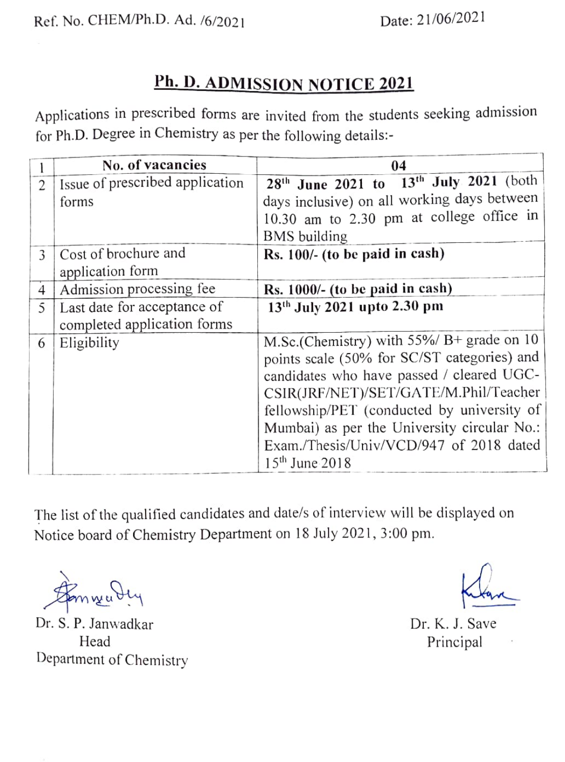Ref. No. CHEM/Ph.D. Ad. /6/2021 Date: 21/06/2021

# Ph. D. ADMISSION NOTICE 2021

Applications in prescribed forms are invited from the students seeking admission for Ph.D. Degree in Chemistry as per the following details:-

| 1 | **No. of vacancies** | **04** |
|---|---|---|
| 2 | Issue of prescribed application forms | **28th June 2021 to 13th July 2021** (both days inclusive) on all working days between 10.30 am to 2.30 pm at college office in BMS building |
| 3 | Cost of brochure and application form | **Rs. 100/- (to be paid in cash)** |
| 4 | Admission processing fee | **Rs. 1000/- (to be paid in cash)** |
| 5 | Last date for acceptance of completed application forms | **13th July 2021 upto 2.30 pm** |
| 6 | Eligibility | M.Sc.(Chemistry) with 55%/ B+ grade on 10 points scale (50% for SC/ST categories) and candidates who have passed / cleared UGC-CSIR(JRF/NET)/SET/GATE/M.Phil/Teacher fellowship/PET (conducted by university of Mumbai) as per the University circular No.: Exam./Thesis/Univ/VCD/947 of 2018 dated 15th June 2018 |

The list of the qualified candidates and date/s of interview will be displayed on Notice board of Chemistry Department on 18 July 2021, 3:00 pm.

Dr. S. P. Janwadkar
Head
Department of Chemistry

Dr. K. J. Save
Principal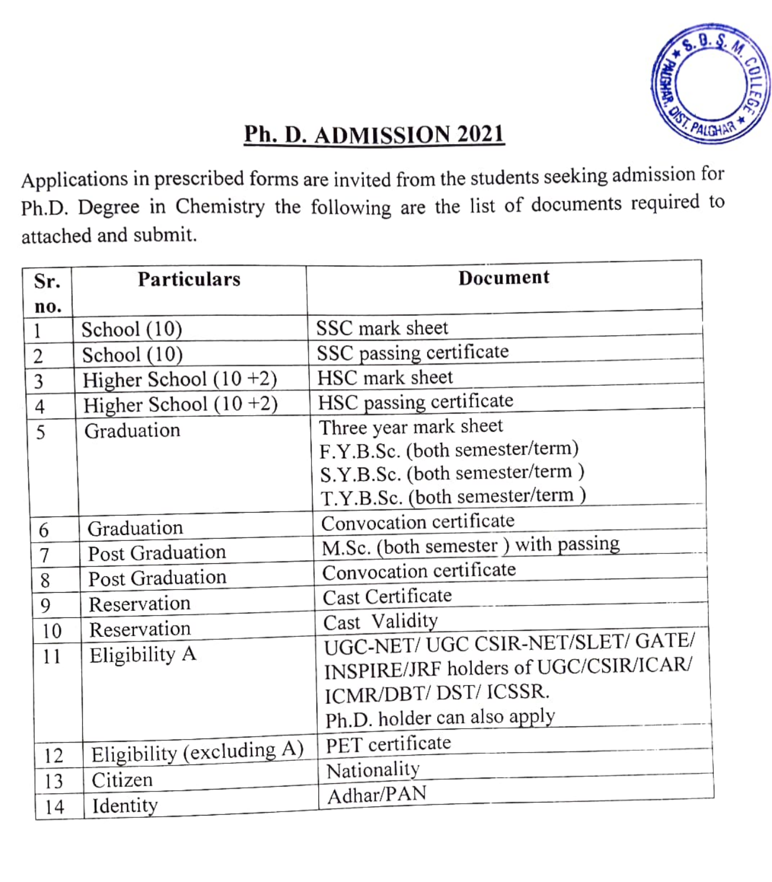## Ph. D. ADMISSION 2021

Applications in prescribed forms are invited from the students seeking admission for Ph.D. Degree in Chemistry the following are the list of documents required to attached and submit.

| Sr. no. | Particulars | Document |
|---|---|---|
| 1 | School (10) | SSC mark sheet |
| 2 | School (10) | SSC passing certificate |
| 3 | Higher School (10 +2) | HSC mark sheet |
| 4 | Higher School (10 +2) | HSC passing certificate |
| 5 | Graduation | Three year mark sheet<br>F.Y.B.Sc. (both semester/term)<br>S.Y.B.Sc. (both semester/term )<br>T.Y.B.Sc. (both semester/term ) |
| 6 | Graduation | Convocation certificate |
| 7 | Post Graduation | M.Sc. (both semester ) with passing |
| 8 | Post Graduation | Convocation certificate |
| 9 | Reservation | Cast Certificate |
| 10 | Reservation | Cast Validity |
| 11 | Eligibility A | UGC-NET/ UGC CSIR-NET/SLET/ GATE/ INSPIRE/JRF holders of UGC/CSIR/ICAR/ ICMR/DBT/ DST/ ICSSR.<br>Ph.D. holder can also apply |
| 12 | Eligibility (excluding A) | PET certificate |
| 13 | Citizen | Nationality |
| 14 | Identity | Adhar/PAN |